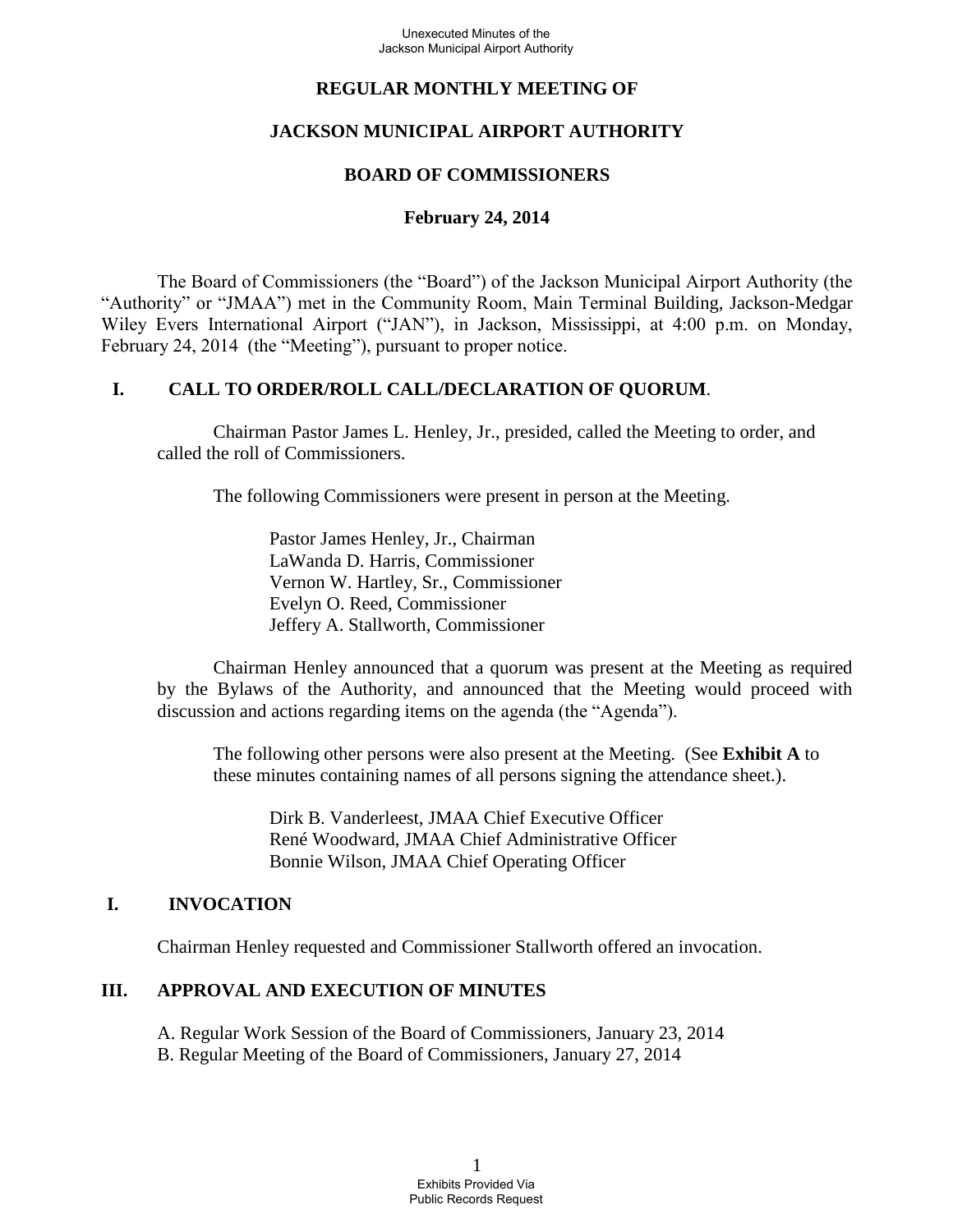# REGULAR MONTHLY MEETING OF

# JACKSON MUNICIPAL AIRPORT AUTHORITY

# BOARD OF COMMISSIONERS

## February 24, 2014

The Board of Commissioners (the "Board") of the Jackson Municipal Airport Authority (the "Authority" or "JMAA") met in the Community Room, Main Terminal Building, Jackson-Medgar Wiley Evers International Airport ("JAN"), in Jackson, Mississippi, at 4:00 p.m. on Monday, February 24, 2014 (the "Meeting"), pursuant to proper notice.

## I. CALL TO ORDER/ROLL CALL/DECLARATION OF QUORUM.

Chairman Pastor James L. Henley, Jr., presided, called the Meeting to order, and called the roll of Commissioners.

The following Commissioners were present in person at the Meeting.

Pastor James Henley, Jr., Chairman
LaWanda D. Harris, Commissioner
Vernon W. Hartley, Sr., Commissioner
Evelyn O. Reed, Commissioner
Jeffery A. Stallworth, Commissioner

Chairman Henley announced that a quorum was present at the Meeting as required by the Bylaws of the Authority, and announced that the Meeting would proceed with discussion and actions regarding items on the agenda (the "Agenda").

The following other persons were also present at the Meeting. (See **Exhibit A** to these minutes containing names of all persons signing the attendance sheet.).

Dirk B. Vanderleest, JMAA Chief Executive Officer
René Woodward, JMAA Chief Administrative Officer
Bonnie Wilson, JMAA Chief Operating Officer

## I. INVOCATION

Chairman Henley requested and Commissioner Stallworth offered an invocation.

## III. APPROVAL AND EXECUTION OF MINUTES

A. Regular Work Session of the Board of Commissioners, January 23, 2014
B. Regular Meeting of the Board of Commissioners, January 27, 2014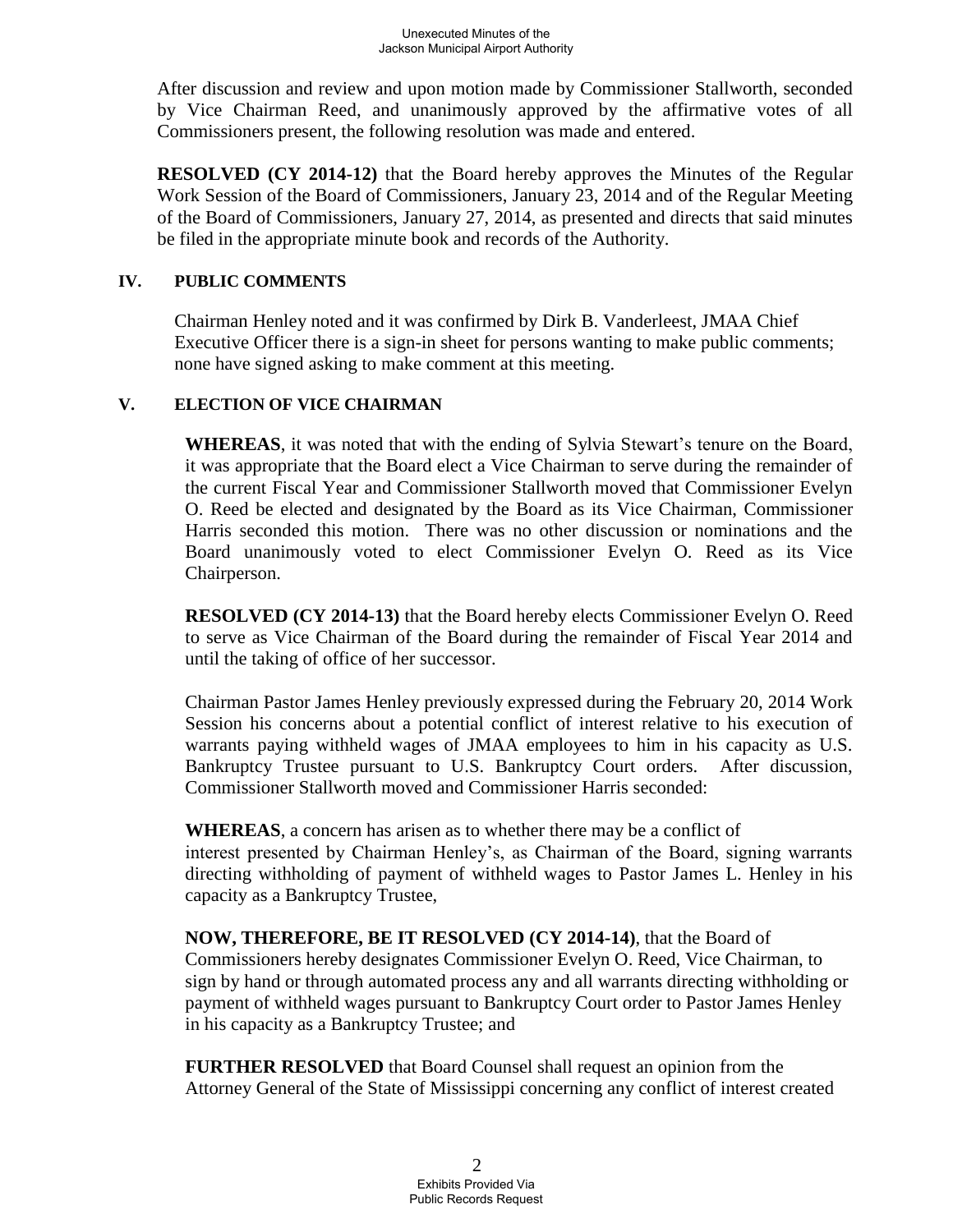After discussion and review and upon motion made by Commissioner Stallworth, seconded by Vice Chairman Reed, and unanimously approved by the affirmative votes of all Commissioners present, the following resolution was made and entered.

**RESOLVED (CY 2014-12)** that the Board hereby approves the Minutes of the Regular Work Session of the Board of Commissioners, January 23, 2014 and of the Regular Meeting of the Board of Commissioners, January 27, 2014, as presented and directs that said minutes be filed in the appropriate minute book and records of the Authority.

## IV. PUBLIC COMMENTS

Chairman Henley noted and it was confirmed by Dirk B. Vanderleest, JMAA Chief Executive Officer there is a sign-in sheet for persons wanting to make public comments; none have signed asking to make comment at this meeting.

## V. ELECTION OF VICE CHAIRMAN

**WHEREAS**, it was noted that with the ending of Sylvia Stewart's tenure on the Board, it was appropriate that the Board elect a Vice Chairman to serve during the remainder of the current Fiscal Year and Commissioner Stallworth moved that Commissioner Evelyn O. Reed be elected and designated by the Board as its Vice Chairman, Commissioner Harris seconded this motion. There was no other discussion or nominations and the Board unanimously voted to elect Commissioner Evelyn O. Reed as its Vice Chairperson.

**RESOLVED (CY 2014-13)** that the Board hereby elects Commissioner Evelyn O. Reed to serve as Vice Chairman of the Board during the remainder of Fiscal Year 2014 and until the taking of office of her successor.

Chairman Pastor James Henley previously expressed during the February 20, 2014 Work Session his concerns about a potential conflict of interest relative to his execution of warrants paying withheld wages of JMAA employees to him in his capacity as U.S. Bankruptcy Trustee pursuant to U.S. Bankruptcy Court orders. After discussion, Commissioner Stallworth moved and Commissioner Harris seconded:

**WHEREAS**, a concern has arisen as to whether there may be a conflict of interest presented by Chairman Henley's, as Chairman of the Board, signing warrants directing withholding of payment of withheld wages to Pastor James L. Henley in his capacity as a Bankruptcy Trustee,

**NOW, THEREFORE, BE IT RESOLVED (CY 2014-14)**, that the Board of Commissioners hereby designates Commissioner Evelyn O. Reed, Vice Chairman, to sign by hand or through automated process any and all warrants directing withholding or payment of withheld wages pursuant to Bankruptcy Court order to Pastor James Henley in his capacity as a Bankruptcy Trustee; and

**FURTHER RESOLVED** that Board Counsel shall request an opinion from the Attorney General of the State of Mississippi concerning any conflict of interest created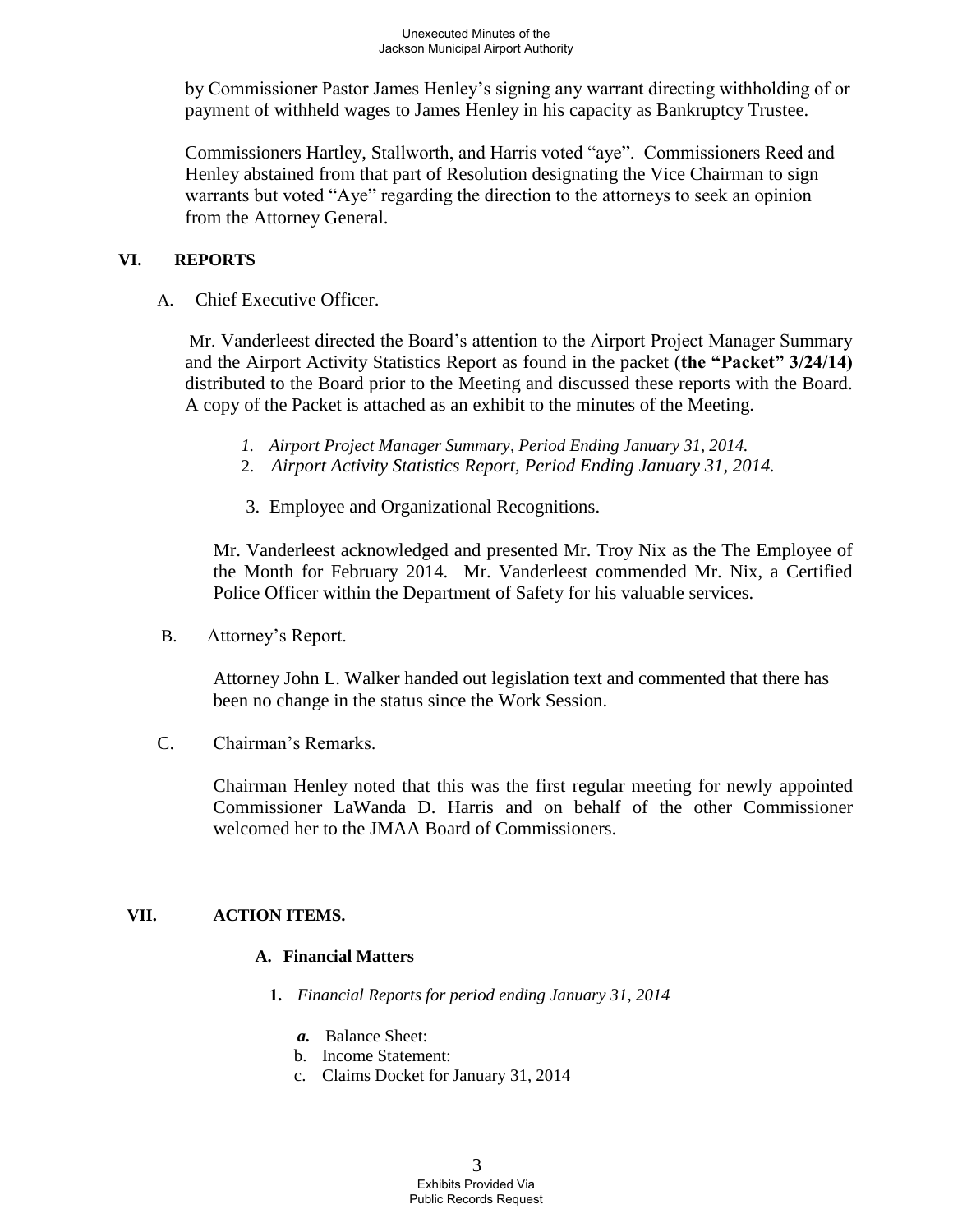by Commissioner Pastor James Henley's signing any warrant directing withholding of or payment of withheld wages to James Henley in his capacity as Bankruptcy Trustee.

Commissioners Hartley, Stallworth, and Harris voted "aye". Commissioners Reed and Henley abstained from that part of Resolution designating the Vice Chairman to sign warrants but voted "Aye" regarding the direction to the attorneys to seek an opinion from the Attorney General.

## VI. REPORTS

A. Chief Executive Officer.

Mr. Vanderleest directed the Board's attention to the Airport Project Manager Summary and the Airport Activity Statistics Report as found in the packet (**the "Packet" 3/24/14)** distributed to the Board prior to the Meeting and discussed these reports with the Board. A copy of the Packet is attached as an exhibit to the minutes of the Meeting.

1. *Airport Project Manager Summary, Period Ending January 31, 2014.*
2. *Airport Activity Statistics Report, Period Ending January 31, 2014.*
3. Employee and Organizational Recognitions.

Mr. Vanderleest acknowledged and presented Mr. Troy Nix as the The Employee of the Month for February 2014. Mr. Vanderleest commended Mr. Nix, a Certified Police Officer within the Department of Safety for his valuable services.

B. Attorney's Report.

Attorney John L. Walker handed out legislation text and commented that there has been no change in the status since the Work Session.

C. Chairman's Remarks.

Chairman Henley noted that this was the first regular meeting for newly appointed Commissioner LaWanda D. Harris and on behalf of the other Commissioner welcomed her to the JMAA Board of Commissioners.

## VII. ACTION ITEMS.

### A. Financial Matters

1. *Financial Reports for period ending January 31, 2014*
   - ***a.*** Balance Sheet:
   - b. Income Statement:
   - c. Claims Docket for January 31, 2014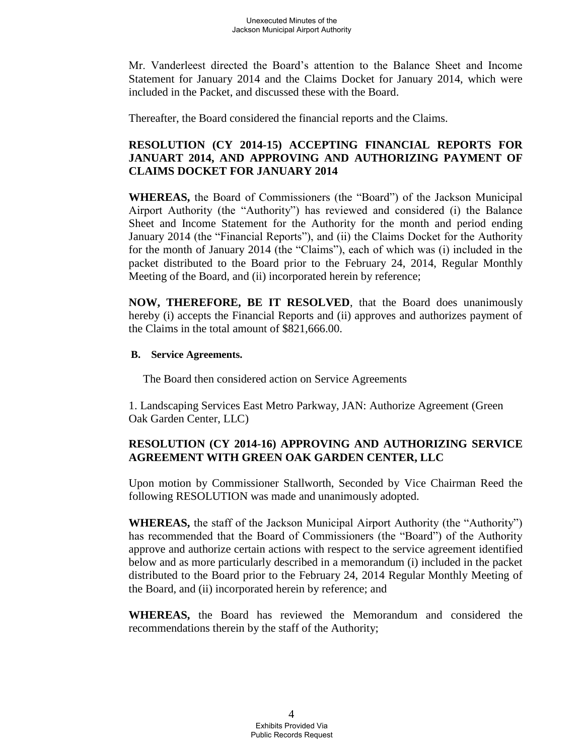Mr. Vanderleest directed the Board's attention to the Balance Sheet and Income Statement for January 2014 and the Claims Docket for January 2014, which were included in the Packet, and discussed these with the Board.

Thereafter, the Board considered the financial reports and the Claims.

**RESOLUTION (CY 2014-15) ACCEPTING FINANCIAL REPORTS FOR JANUART 2014, AND APPROVING AND AUTHORIZING PAYMENT OF CLAIMS DOCKET FOR JANUARY 2014**

**WHEREAS,** the Board of Commissioners (the "Board") of the Jackson Municipal Airport Authority (the "Authority") has reviewed and considered (i) the Balance Sheet and Income Statement for the Authority for the month and period ending January 2014 (the "Financial Reports"), and (ii) the Claims Docket for the Authority for the month of January 2014 (the "Claims"), each of which was (i) included in the packet distributed to the Board prior to the February 24, 2014, Regular Monthly Meeting of the Board, and (ii) incorporated herein by reference;

**NOW, THEREFORE, BE IT RESOLVED**, that the Board does unanimously hereby (i) accepts the Financial Reports and (ii) approves and authorizes payment of the Claims in the total amount of $821,666.00.

**B. Service Agreements.**

The Board then considered action on Service Agreements

1. Landscaping Services East Metro Parkway, JAN: Authorize Agreement (Green Oak Garden Center, LLC)

**RESOLUTION (CY 2014-16) APPROVING AND AUTHORIZING SERVICE AGREEMENT WITH GREEN OAK GARDEN CENTER, LLC**

Upon motion by Commissioner Stallworth, Seconded by Vice Chairman Reed the following RESOLUTION was made and unanimously adopted.

**WHEREAS,** the staff of the Jackson Municipal Airport Authority (the "Authority") has recommended that the Board of Commissioners (the "Board") of the Authority approve and authorize certain actions with respect to the service agreement identified below and as more particularly described in a memorandum (i) included in the packet distributed to the Board prior to the February 24, 2014 Regular Monthly Meeting of the Board, and (ii) incorporated herein by reference; and

**WHEREAS,** the Board has reviewed the Memorandum and considered the recommendations therein by the staff of the Authority;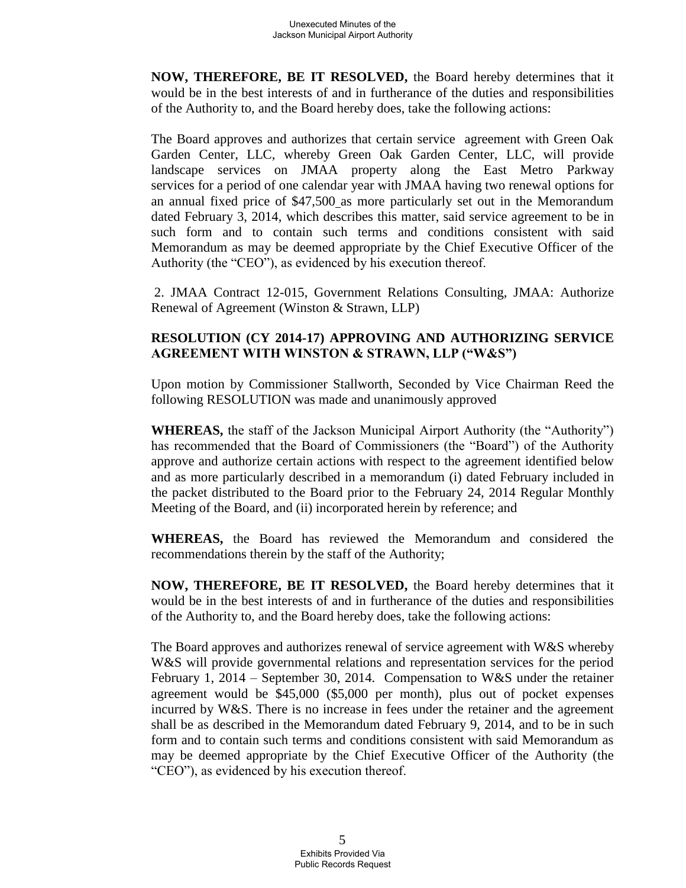**NOW, THEREFORE, BE IT RESOLVED,** the Board hereby determines that it would be in the best interests of and in furtherance of the duties and responsibilities of the Authority to, and the Board hereby does, take the following actions:

The Board approves and authorizes that certain service agreement with Green Oak Garden Center, LLC, whereby Green Oak Garden Center, LLC, will provide landscape services on JMAA property along the East Metro Parkway services for a period of one calendar year with JMAA having two renewal options for an annual fixed price of $47,500 as more particularly set out in the Memorandum dated February 3, 2014, which describes this matter, said service agreement to be in such form and to contain such terms and conditions consistent with said Memorandum as may be deemed appropriate by the Chief Executive Officer of the Authority (the "CEO"), as evidenced by his execution thereof.

2. JMAA Contract 12-015, Government Relations Consulting, JMAA: Authorize Renewal of Agreement (Winston & Strawn, LLP)

**RESOLUTION (CY 2014-17) APPROVING AND AUTHORIZING SERVICE AGREEMENT WITH WINSTON & STRAWN, LLP ("W&S")**

Upon motion by Commissioner Stallworth, Seconded by Vice Chairman Reed the following RESOLUTION was made and unanimously approved

**WHEREAS,** the staff of the Jackson Municipal Airport Authority (the "Authority") has recommended that the Board of Commissioners (the "Board") of the Authority approve and authorize certain actions with respect to the agreement identified below and as more particularly described in a memorandum (i) dated February included in the packet distributed to the Board prior to the February 24, 2014 Regular Monthly Meeting of the Board, and (ii) incorporated herein by reference; and

**WHEREAS,** the Board has reviewed the Memorandum and considered the recommendations therein by the staff of the Authority;

**NOW, THEREFORE, BE IT RESOLVED,** the Board hereby determines that it would be in the best interests of and in furtherance of the duties and responsibilities of the Authority to, and the Board hereby does, take the following actions:

The Board approves and authorizes renewal of service agreement with W&S whereby W&S will provide governmental relations and representation services for the period February 1, 2014 – September 30, 2014. Compensation to W&S under the retainer agreement would be $45,000 ($5,000 per month), plus out of pocket expenses incurred by W&S. There is no increase in fees under the retainer and the agreement shall be as described in the Memorandum dated February 9, 2014, and to be in such form and to contain such terms and conditions consistent with said Memorandum as may be deemed appropriate by the Chief Executive Officer of the Authority (the "CEO"), as evidenced by his execution thereof.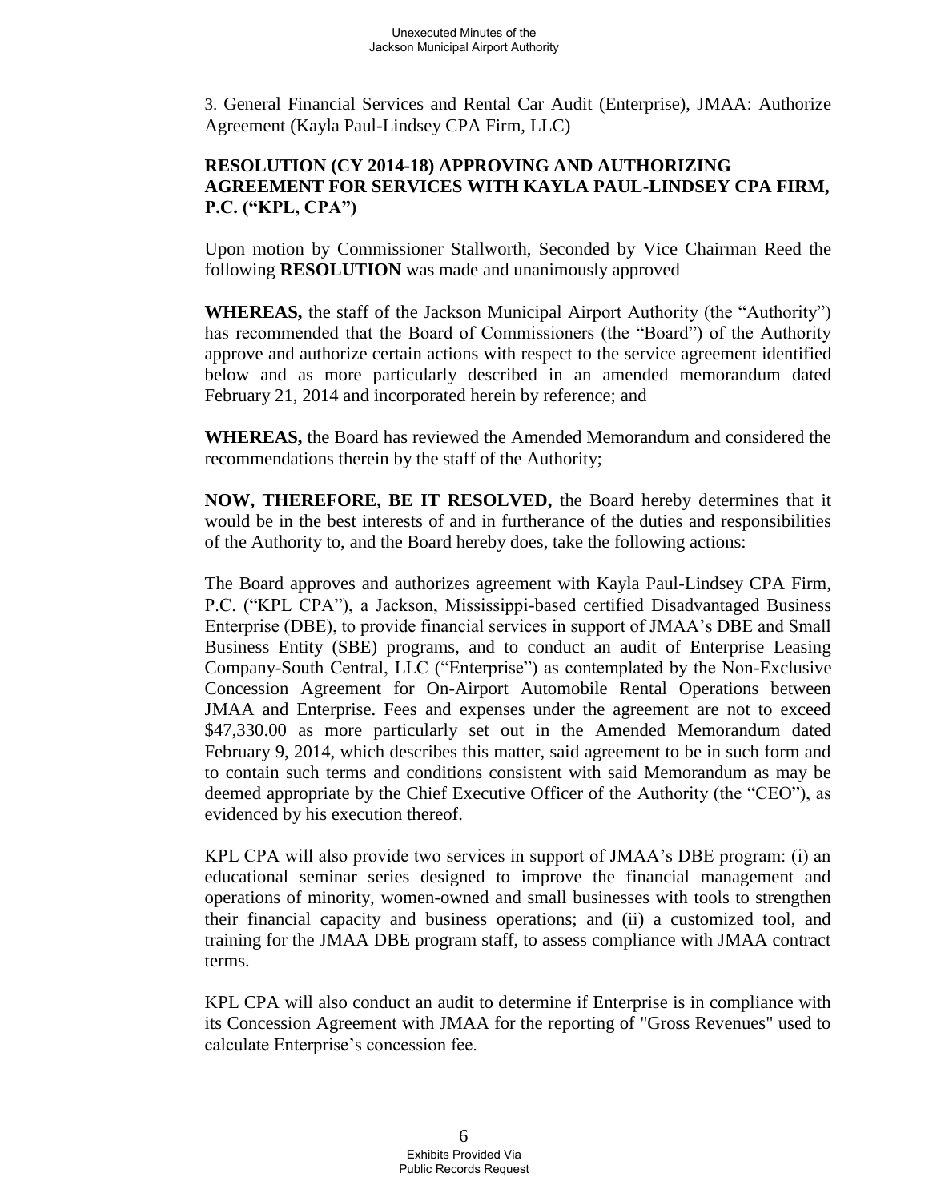3. General Financial Services and Rental Car Audit (Enterprise), JMAA: Authorize Agreement (Kayla Paul-Lindsey CPA Firm, LLC)

**RESOLUTION (CY 2014-18) APPROVING AND AUTHORIZING AGREEMENT FOR SERVICES WITH KAYLA PAUL-LINDSEY CPA FIRM, P.C. ("KPL, CPA")**

Upon motion by Commissioner Stallworth, Seconded by Vice Chairman Reed the following **RESOLUTION** was made and unanimously approved

**WHEREAS,** the staff of the Jackson Municipal Airport Authority (the "Authority") has recommended that the Board of Commissioners (the "Board") of the Authority approve and authorize certain actions with respect to the service agreement identified below and as more particularly described in an amended memorandum dated February 21, 2014 and incorporated herein by reference; and

**WHEREAS,** the Board has reviewed the Amended Memorandum and considered the recommendations therein by the staff of the Authority;

**NOW, THEREFORE, BE IT RESOLVED,** the Board hereby determines that it would be in the best interests of and in furtherance of the duties and responsibilities of the Authority to, and the Board hereby does, take the following actions:

The Board approves and authorizes agreement with Kayla Paul-Lindsey CPA Firm, P.C. ("KPL CPA"), a Jackson, Mississippi-based certified Disadvantaged Business Enterprise (DBE), to provide financial services in support of JMAA's DBE and Small Business Entity (SBE) programs, and to conduct an audit of Enterprise Leasing Company-South Central, LLC ("Enterprise") as contemplated by the Non-Exclusive Concession Agreement for On-Airport Automobile Rental Operations between JMAA and Enterprise. Fees and expenses under the agreement are not to exceed $47,330.00 as more particularly set out in the Amended Memorandum dated February 9, 2014, which describes this matter, said agreement to be in such form and to contain such terms and conditions consistent with said Memorandum as may be deemed appropriate by the Chief Executive Officer of the Authority (the "CEO"), as evidenced by his execution thereof.

KPL CPA will also provide two services in support of JMAA's DBE program: (i) an educational seminar series designed to improve the financial management and operations of minority, women-owned and small businesses with tools to strengthen their financial capacity and business operations; and (ii) a customized tool, and training for the JMAA DBE program staff, to assess compliance with JMAA contract terms.

KPL CPA will also conduct an audit to determine if Enterprise is in compliance with its Concession Agreement with JMAA for the reporting of "Gross Revenues" used to calculate Enterprise's concession fee.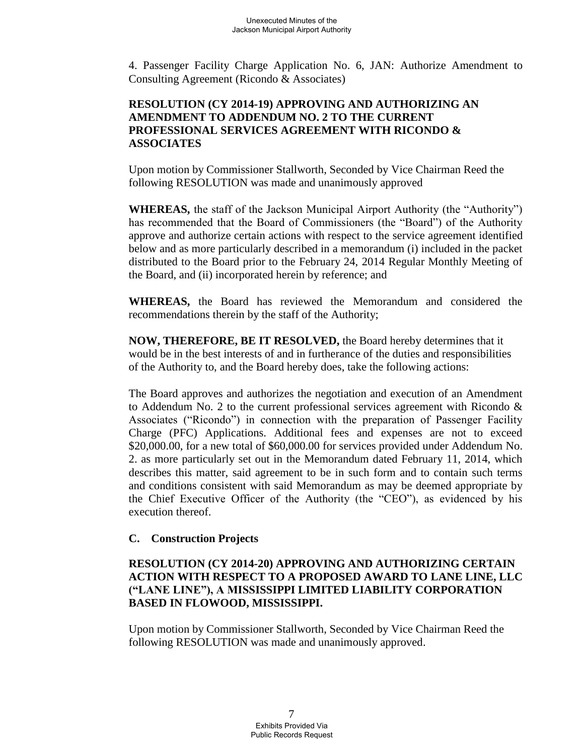4. Passenger Facility Charge Application No. 6, JAN: Authorize Amendment to Consulting Agreement (Ricondo & Associates)

**RESOLUTION (CY 2014-19) APPROVING AND AUTHORIZING AN AMENDMENT TO ADDENDUM NO. 2 TO THE CURRENT PROFESSIONAL SERVICES AGREEMENT WITH RICONDO & ASSOCIATES**

Upon motion by Commissioner Stallworth, Seconded by Vice Chairman Reed the following RESOLUTION was made and unanimously approved

**WHEREAS,** the staff of the Jackson Municipal Airport Authority (the "Authority") has recommended that the Board of Commissioners (the "Board") of the Authority approve and authorize certain actions with respect to the service agreement identified below and as more particularly described in a memorandum (i) included in the packet distributed to the Board prior to the February 24, 2014 Regular Monthly Meeting of the Board, and (ii) incorporated herein by reference; and

**WHEREAS,** the Board has reviewed the Memorandum and considered the recommendations therein by the staff of the Authority;

**NOW, THEREFORE, BE IT RESOLVED,** the Board hereby determines that it would be in the best interests of and in furtherance of the duties and responsibilities of the Authority to, and the Board hereby does, take the following actions:

The Board approves and authorizes the negotiation and execution of an Amendment to Addendum No. 2 to the current professional services agreement with Ricondo & Associates ("Ricondo") in connection with the preparation of Passenger Facility Charge (PFC) Applications. Additional fees and expenses are not to exceed \$20,000.00, for a new total of \$60,000.00 for services provided under Addendum No. 2. as more particularly set out in the Memorandum dated February 11, 2014, which describes this matter, said agreement to be in such form and to contain such terms and conditions consistent with said Memorandum as may be deemed appropriate by the Chief Executive Officer of the Authority (the "CEO"), as evidenced by his execution thereof.

### C. Construction Projects

**RESOLUTION (CY 2014-20) APPROVING AND AUTHORIZING CERTAIN ACTION WITH RESPECT TO A PROPOSED AWARD TO LANE LINE, LLC ("LANE LINE"), A MISSISSIPPI LIMITED LIABILITY CORPORATION BASED IN FLOWOOD, MISSISSIPPI.**

Upon motion by Commissioner Stallworth, Seconded by Vice Chairman Reed the following RESOLUTION was made and unanimously approved.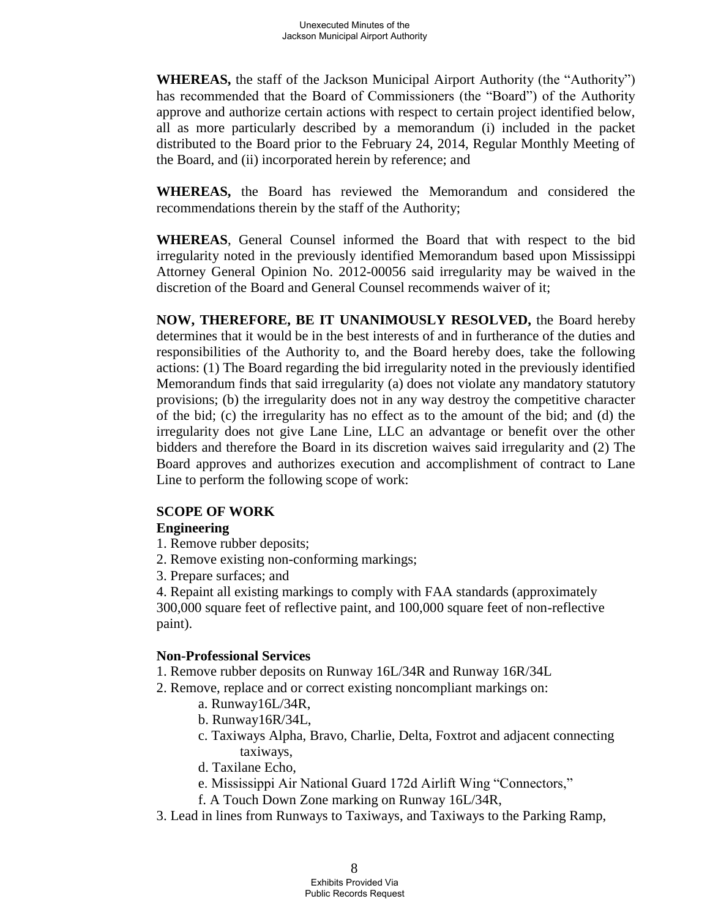**WHEREAS,** the staff of the Jackson Municipal Airport Authority (the "Authority") has recommended that the Board of Commissioners (the "Board") of the Authority approve and authorize certain actions with respect to certain project identified below, all as more particularly described by a memorandum (i) included in the packet distributed to the Board prior to the February 24, 2014, Regular Monthly Meeting of the Board, and (ii) incorporated herein by reference; and

**WHEREAS,** the Board has reviewed the Memorandum and considered the recommendations therein by the staff of the Authority;

**WHEREAS**, General Counsel informed the Board that with respect to the bid irregularity noted in the previously identified Memorandum based upon Mississippi Attorney General Opinion No. 2012-00056 said irregularity may be waived in the discretion of the Board and General Counsel recommends waiver of it;

**NOW, THEREFORE, BE IT UNANIMOUSLY RESOLVED,** the Board hereby determines that it would be in the best interests of and in furtherance of the duties and responsibilities of the Authority to, and the Board hereby does, take the following actions: (1) The Board regarding the bid irregularity noted in the previously identified Memorandum finds that said irregularity (a) does not violate any mandatory statutory provisions; (b) the irregularity does not in any way destroy the competitive character of the bid; (c) the irregularity has no effect as to the amount of the bid; and (d) the irregularity does not give Lane Line, LLC an advantage or benefit over the other bidders and therefore the Board in its discretion waives said irregularity and (2) The Board approves and authorizes execution and accomplishment of contract to Lane Line to perform the following scope of work:

**SCOPE OF WORK**

**Engineering**

1. Remove rubber deposits;
2. Remove existing non-conforming markings;
3. Prepare surfaces; and
4. Repaint all existing markings to comply with FAA standards (approximately 300,000 square feet of reflective paint, and 100,000 square feet of non-reflective paint).

**Non-Professional Services**

1. Remove rubber deposits on Runway 16L/34R and Runway 16R/34L
2. Remove, replace and or correct existing noncompliant markings on:
   a. Runway16L/34R,
   b. Runway16R/34L,
   c. Taxiways Alpha, Bravo, Charlie, Delta, Foxtrot and adjacent connecting taxiways,
   d. Taxilane Echo,
   e. Mississippi Air National Guard 172d Airlift Wing "Connectors,"
   f. A Touch Down Zone marking on Runway 16L/34R,
3. Lead in lines from Runways to Taxiways, and Taxiways to the Parking Ramp,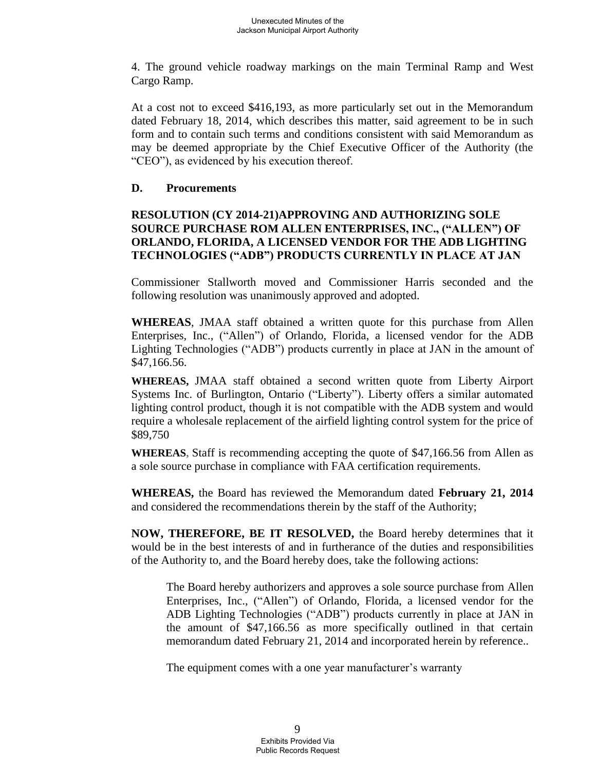4. The ground vehicle roadway markings on the main Terminal Ramp and West Cargo Ramp.

At a cost not to exceed $416,193, as more particularly set out in the Memorandum dated February 18, 2014, which describes this matter, said agreement to be in such form and to contain such terms and conditions consistent with said Memorandum as may be deemed appropriate by the Chief Executive Officer of the Authority (the "CEO"), as evidenced by his execution thereof.

## D. Procurements

### RESOLUTION (CY 2014-21)APPROVING AND AUTHORIZING SOLE SOURCE PURCHASE ROM ALLEN ENTERPRISES, INC., ("ALLEN") OF ORLANDO, FLORIDA, A LICENSED VENDOR FOR THE ADB LIGHTING TECHNOLOGIES ("ADB") PRODUCTS CURRENTLY IN PLACE AT JAN

Commissioner Stallworth moved and Commissioner Harris seconded and the following resolution was unanimously approved and adopted.

**WHEREAS**, JMAA staff obtained a written quote for this purchase from Allen Enterprises, Inc., ("Allen") of Orlando, Florida, a licensed vendor for the ADB Lighting Technologies ("ADB") products currently in place at JAN in the amount of $47,166.56.

**WHEREAS,** JMAA staff obtained a second written quote from Liberty Airport Systems Inc. of Burlington, Ontario ("Liberty"). Liberty offers a similar automated lighting control product, though it is not compatible with the ADB system and would require a wholesale replacement of the airfield lighting control system for the price of $89,750

**WHEREAS**, Staff is recommending accepting the quote of $47,166.56 from Allen as a sole source purchase in compliance with FAA certification requirements.

**WHEREAS,** the Board has reviewed the Memorandum dated **February 21, 2014** and considered the recommendations therein by the staff of the Authority;

**NOW, THEREFORE, BE IT RESOLVED,** the Board hereby determines that it would be in the best interests of and in furtherance of the duties and responsibilities of the Authority to, and the Board hereby does, take the following actions:

> The Board hereby authorizers and approves a sole source purchase from Allen Enterprises, Inc., ("Allen") of Orlando, Florida, a licensed vendor for the ADB Lighting Technologies ("ADB") products currently in place at JAN in the amount of $47,166.56 as more specifically outlined in that certain memorandum dated February 21, 2014 and incorporated herein by reference..
>
> The equipment comes with a one year manufacturer's warranty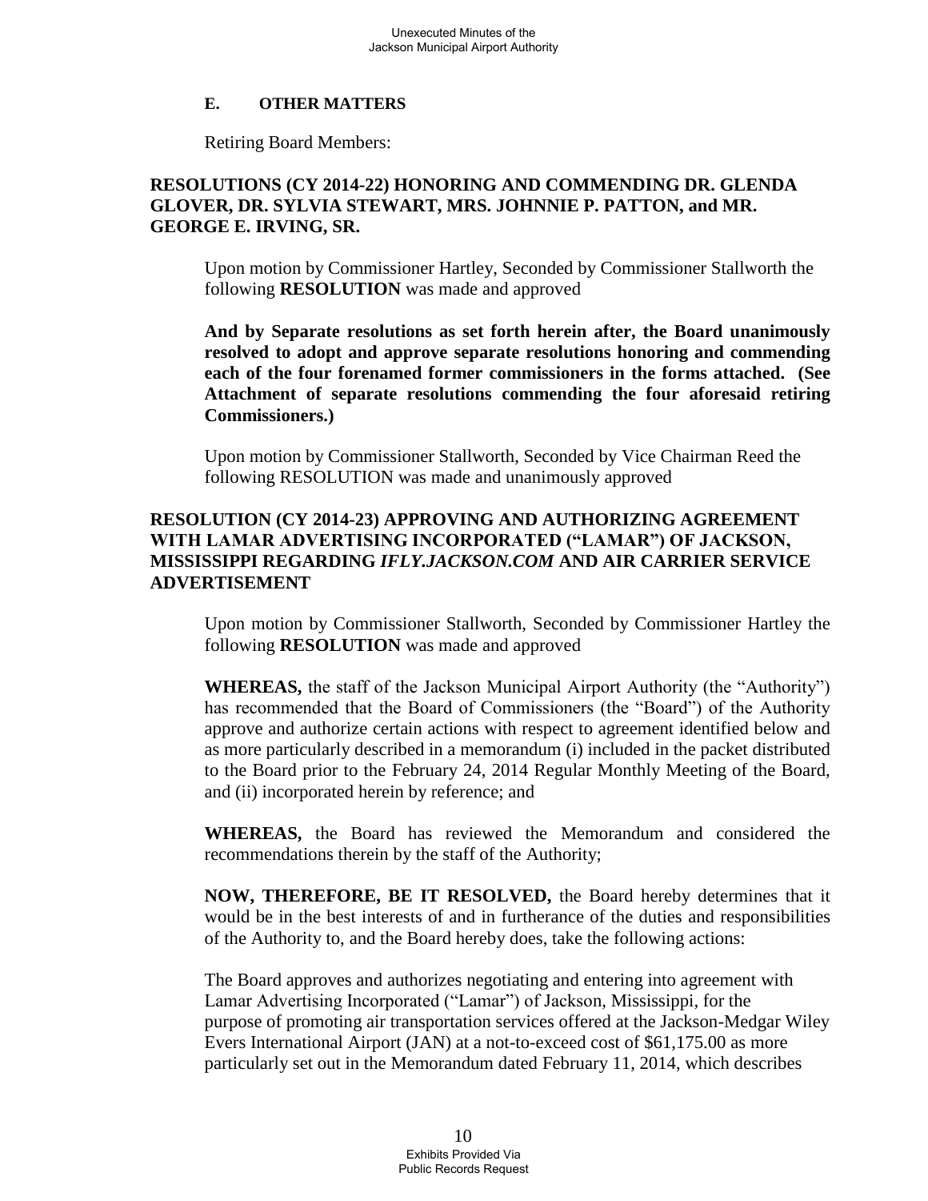### E. OTHER MATTERS

Retiring Board Members:

**RESOLUTIONS (CY 2014-22) HONORING AND COMMENDING DR. GLENDA GLOVER, DR. SYLVIA STEWART, MRS. JOHNNIE P. PATTON, and MR. GEORGE E. IRVING, SR.**

Upon motion by Commissioner Hartley, Seconded by Commissioner Stallworth the following **RESOLUTION** was made and approved

**And by Separate resolutions as set forth herein after, the Board unanimously resolved to adopt and approve separate resolutions honoring and commending each of the four forenamed former commissioners in the forms attached. (See Attachment of separate resolutions commending the four aforesaid retiring Commissioners.)**

Upon motion by Commissioner Stallworth, Seconded by Vice Chairman Reed the following RESOLUTION was made and unanimously approved

**RESOLUTION (CY 2014-23) APPROVING AND AUTHORIZING AGREEMENT WITH LAMAR ADVERTISING INCORPORATED ("LAMAR") OF JACKSON, MISSISSIPPI REGARDING *IFLY.JACKSON.COM* AND AIR CARRIER SERVICE ADVERTISEMENT**

Upon motion by Commissioner Stallworth, Seconded by Commissioner Hartley the following **RESOLUTION** was made and approved

**WHEREAS,** the staff of the Jackson Municipal Airport Authority (the "Authority") has recommended that the Board of Commissioners (the "Board") of the Authority approve and authorize certain actions with respect to agreement identified below and as more particularly described in a memorandum (i) included in the packet distributed to the Board prior to the February 24, 2014 Regular Monthly Meeting of the Board, and (ii) incorporated herein by reference; and

**WHEREAS,** the Board has reviewed the Memorandum and considered the recommendations therein by the staff of the Authority;

**NOW, THEREFORE, BE IT RESOLVED,** the Board hereby determines that it would be in the best interests of and in furtherance of the duties and responsibilities of the Authority to, and the Board hereby does, take the following actions:

The Board approves and authorizes negotiating and entering into agreement with Lamar Advertising Incorporated ("Lamar") of Jackson, Mississippi, for the purpose of promoting air transportation services offered at the Jackson-Medgar Wiley Evers International Airport (JAN) at a not-to-exceed cost of $61,175.00 as more particularly set out in the Memorandum dated February 11, 2014, which describes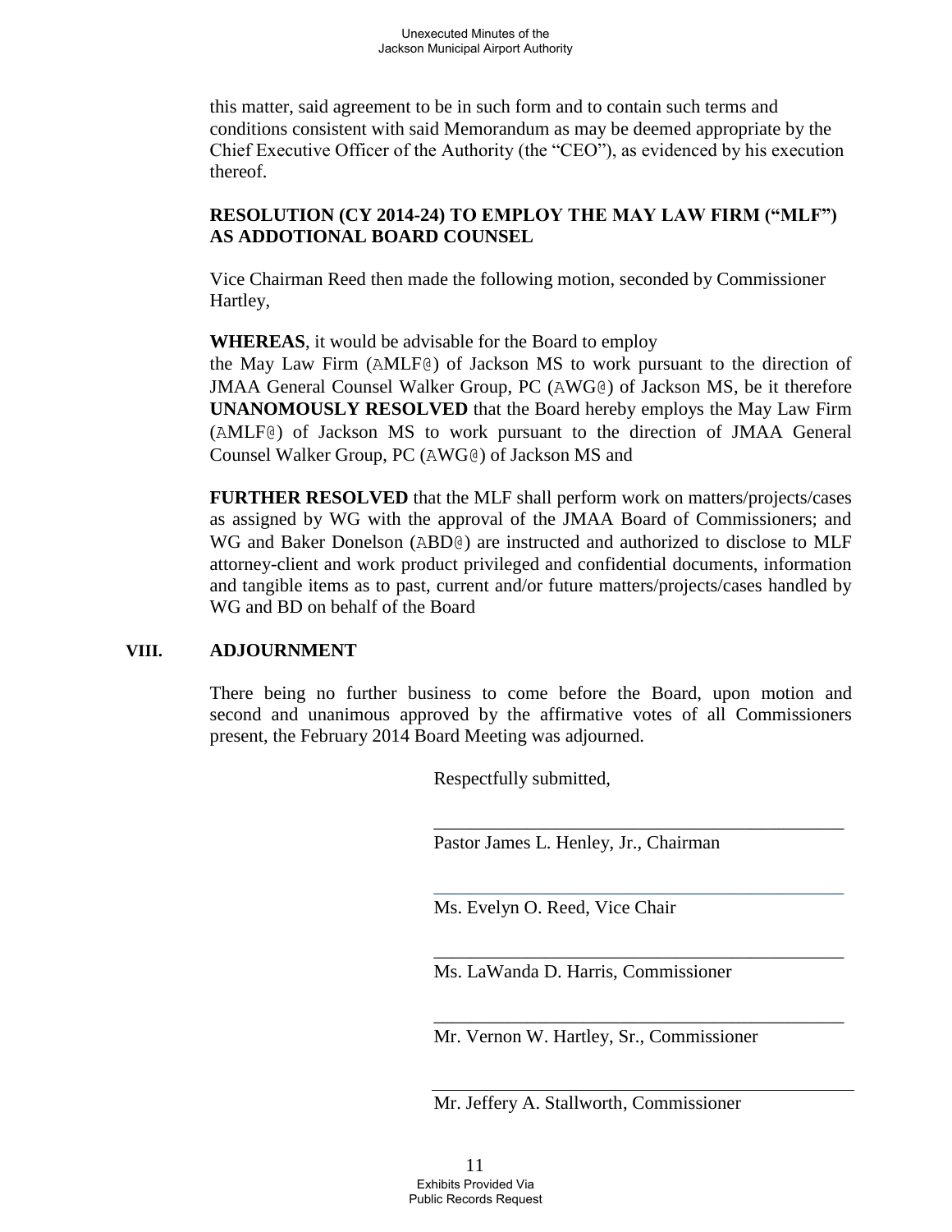this matter, said agreement to be in such form and to contain such terms and conditions consistent with said Memorandum as may be deemed appropriate by the Chief Executive Officer of the Authority (the "CEO"), as evidenced by his execution thereof.

**RESOLUTION (CY 2014-24) TO EMPLOY THE MAY LAW FIRM ("MLF") AS ADDOTIONAL BOARD COUNSEL**

Vice Chairman Reed then made the following motion, seconded by Commissioner Hartley,

**WHEREAS**, it would be advisable for the Board to employ the May Law Firm (AMLF@) of Jackson MS to work pursuant to the direction of JMAA General Counsel Walker Group, PC (AWG@) of Jackson MS, be it therefore **UNANOMOUSLY RESOLVED** that the Board hereby employs the May Law Firm (AMLF@) of Jackson MS to work pursuant to the direction of JMAA General Counsel Walker Group, PC (AWG@) of Jackson MS and

**FURTHER RESOLVED** that the MLF shall perform work on matters/projects/cases as assigned by WG with the approval of the JMAA Board of Commissioners; and WG and Baker Donelson (ABD@) are instructed and authorized to disclose to MLF attorney-client and work product privileged and confidential documents, information and tangible items as to past, current and/or future matters/projects/cases handled by WG and BD on behalf of the Board

## VIII. ADJOURNMENT

There being no further business to come before the Board, upon motion and second and unanimous approved by the affirmative votes of all Commissioners present, the February 2014 Board Meeting was adjourned.

Respectfully submitted,

\_\_\_\_\_\_\_\_\_\_\_\_\_\_\_\_\_\_\_\_\_\_\_\_\_\_\_\_\_\_\_\_\_\_\_\_\_\_\_\_\_\_\_\_
Pastor James L. Henley, Jr., Chairman

\_\_\_\_\_\_\_\_\_\_\_\_\_\_\_\_\_\_\_\_\_\_\_\_\_\_\_\_\_\_\_\_\_\_\_\_\_\_\_\_\_\_\_\_
Ms. Evelyn O. Reed, Vice Chair

\_\_\_\_\_\_\_\_\_\_\_\_\_\_\_\_\_\_\_\_\_\_\_\_\_\_\_\_\_\_\_\_\_\_\_\_\_\_\_\_\_\_\_\_
Ms. LaWanda D. Harris, Commissioner

\_\_\_\_\_\_\_\_\_\_\_\_\_\_\_\_\_\_\_\_\_\_\_\_\_\_\_\_\_\_\_\_\_\_\_\_\_\_\_\_\_\_\_\_
Mr. Vernon W. Hartley, Sr., Commissioner

\_\_\_\_\_\_\_\_\_\_\_\_\_\_\_\_\_\_\_\_\_\_\_\_\_\_\_\_\_\_\_\_\_\_\_\_\_\_\_\_\_\_\_\_
Mr. Jeffery A. Stallworth, Commissioner

Exhibits Provided Via Public Records Request